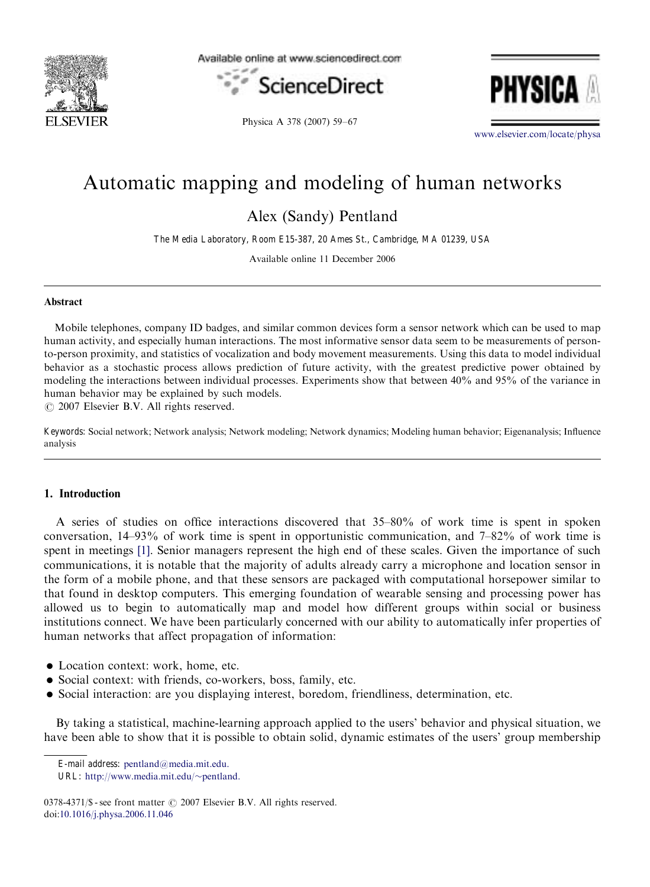# Automatic mapping and modeling of human networks

Alex (Sandy) Pentland

The Media Laboratory, Room E15-387, 20 Ames St., Cambridge, MA 01239, USA

Available online 11 December 2006

## Abstract

Mobile telephones, company ID badges, and similar common devices form a sensor network which can be used to map human activity, and especially human interactions. The most informative sensor data seem to be measurements of person-to-person proximity, and statistics of vocalization and body movement measurements. Using this data to model individual behavior as a stochastic process allows prediction of future activity, with the greatest predictive power obtained by modeling the interactions between individual processes. Experiments show that between 40% and 95% of the variance in human behavior may be explained by such models.

© 2007 Elsevier B.V. All rights reserved.

*Keywords:* Social network; Network analysis; Network modeling; Network dynamics; Modeling human behavior; Eigenanalysis; Influence analysis

## 1. Introduction

A series of studies on office interactions discovered that 35–80% of work time is spent in spoken conversation, 14–93% of work time is spent in opportunistic communication, and 7–82% of work time is spent in meetings [1]. Senior managers represent the high end of these scales. Given the importance of such communications, it is notable that the majority of adults already carry a microphone and location sensor in the form of a mobile phone, and that these sensors are packaged with computational horsepower similar to that found in desktop computers. This emerging foundation of wearable sensing and processing power has allowed us to begin to automatically map and model how different groups within social or business institutions connect. We have been particularly concerned with our ability to automatically infer properties of human networks that affect propagation of information:

- Location context: work, home, etc.
- Social context: with friends, co-workers, boss, family, etc.
- Social interaction: are you displaying interest, boredom, friendliness, determination, etc.

By taking a statistical, machine-learning approach applied to the users' behavior and physical situation, we have been able to show that it is possible to obtain solid, dynamic estimates of the users' group membership

E-mail address: pentland@media.mit.edu.

URL: http://www.media.mit.edu/~pentland.

0378-4371/$ - see front matter © 2007 Elsevier B.V. All rights reserved.
doi:10.1016/j.physa.2006.11.046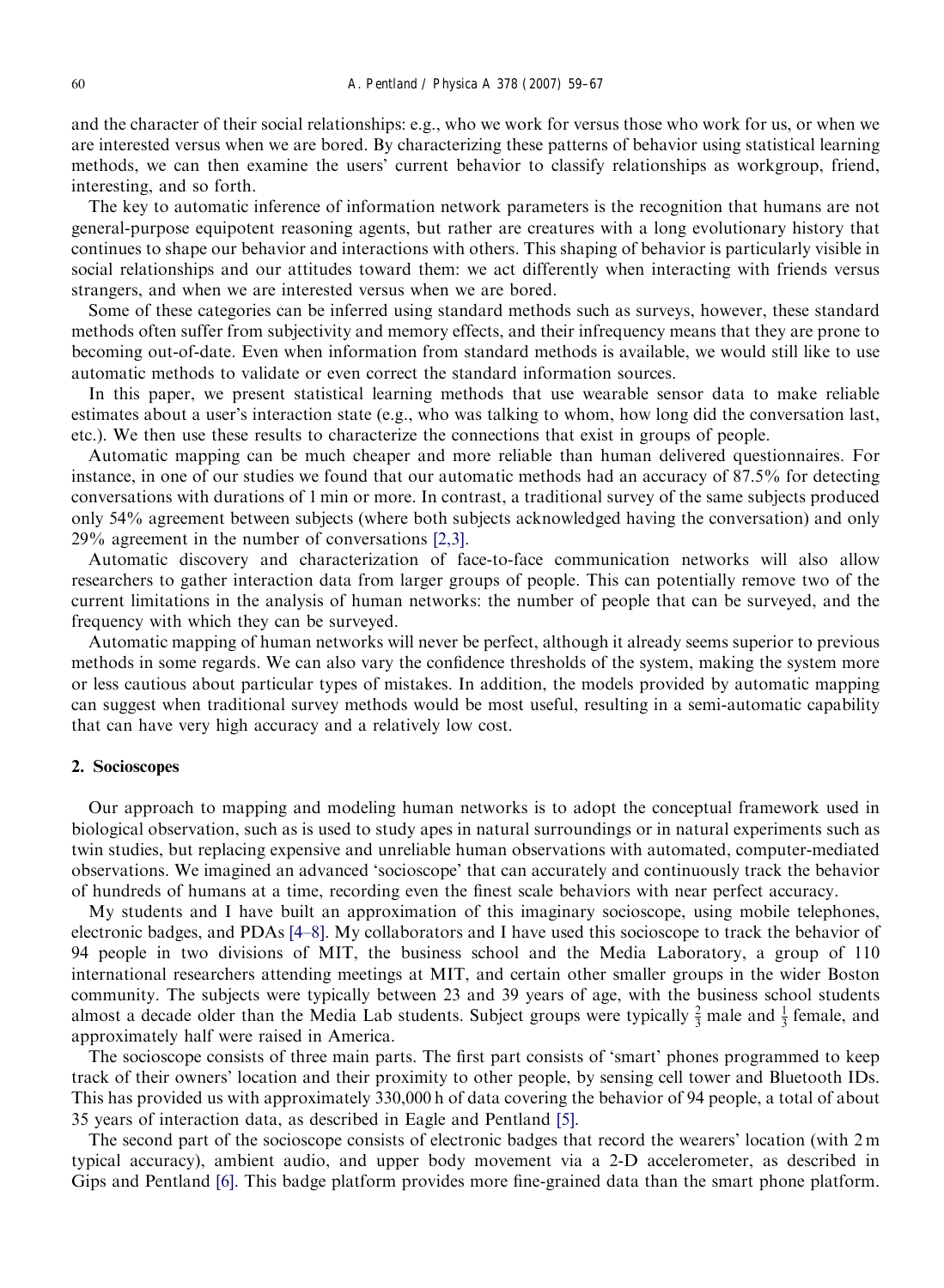and the character of their social relationships: e.g., who we work for versus those who work for us, or when we are interested versus when we are bored. By characterizing these patterns of behavior using statistical learning methods, we can then examine the users' current behavior to classify relationships as workgroup, friend, interesting, and so forth.

The key to automatic inference of information network parameters is the recognition that humans are not general-purpose equipotent reasoning agents, but rather are creatures with a long evolutionary history that continues to shape our behavior and interactions with others. This shaping of behavior is particularly visible in social relationships and our attitudes toward them: we act differently when interacting with friends versus strangers, and when we are interested versus when we are bored.

Some of these categories can be inferred using standard methods such as surveys, however, these standard methods often suffer from subjectivity and memory effects, and their infrequency means that they are prone to becoming out-of-date. Even when information from standard methods is available, we would still like to use automatic methods to validate or even correct the standard information sources.

In this paper, we present statistical learning methods that use wearable sensor data to make reliable estimates about a user's interaction state (e.g., who was talking to whom, how long did the conversation last, etc.). We then use these results to characterize the connections that exist in groups of people.

Automatic mapping can be much cheaper and more reliable than human delivered questionnaires. For instance, in one of our studies we found that our automatic methods had an accuracy of 87.5% for detecting conversations with durations of 1 min or more. In contrast, a traditional survey of the same subjects produced only 54% agreement between subjects (where both subjects acknowledged having the conversation) and only 29% agreement in the number of conversations [2,3].

Automatic discovery and characterization of face-to-face communication networks will also allow researchers to gather interaction data from larger groups of people. This can potentially remove two of the current limitations in the analysis of human networks: the number of people that can be surveyed, and the frequency with which they can be surveyed.

Automatic mapping of human networks will never be perfect, although it already seems superior to previous methods in some regards. We can also vary the confidence thresholds of the system, making the system more or less cautious about particular types of mistakes. In addition, the models provided by automatic mapping can suggest when traditional survey methods would be most useful, resulting in a semi-automatic capability that can have very high accuracy and a relatively low cost.

## 2. Socioscopes

Our approach to mapping and modeling human networks is to adopt the conceptual framework used in biological observation, such as is used to study apes in natural surroundings or in natural experiments such as twin studies, but replacing expensive and unreliable human observations with automated, computer-mediated observations. We imagined an advanced 'socioscope' that can accurately and continuously track the behavior of hundreds of humans at a time, recording even the finest scale behaviors with near perfect accuracy.

My students and I have built an approximation of this imaginary socioscope, using mobile telephones, electronic badges, and PDAs [4–8]. My collaborators and I have used this socioscope to track the behavior of 94 people in two divisions of MIT, the business school and the Media Laboratory, a group of 110 international researchers attending meetings at MIT, and certain other smaller groups in the wider Boston community. The subjects were typically between 23 and 39 years of age, with the business school students almost a decade older than the Media Lab students. Subject groups were typically $\frac{2}{3}$ male and $\frac{1}{3}$ female, and approximately half were raised in America.

The socioscope consists of three main parts. The first part consists of 'smart' phones programmed to keep track of their owners' location and their proximity to other people, by sensing cell tower and Bluetooth IDs. This has provided us with approximately 330,000 h of data covering the behavior of 94 people, a total of about 35 years of interaction data, as described in Eagle and Pentland [5].

The second part of the socioscope consists of electronic badges that record the wearers' location (with 2 m typical accuracy), ambient audio, and upper body movement via a 2-D accelerometer, as described in Gips and Pentland [6]. This badge platform provides more fine-grained data than the smart phone platform.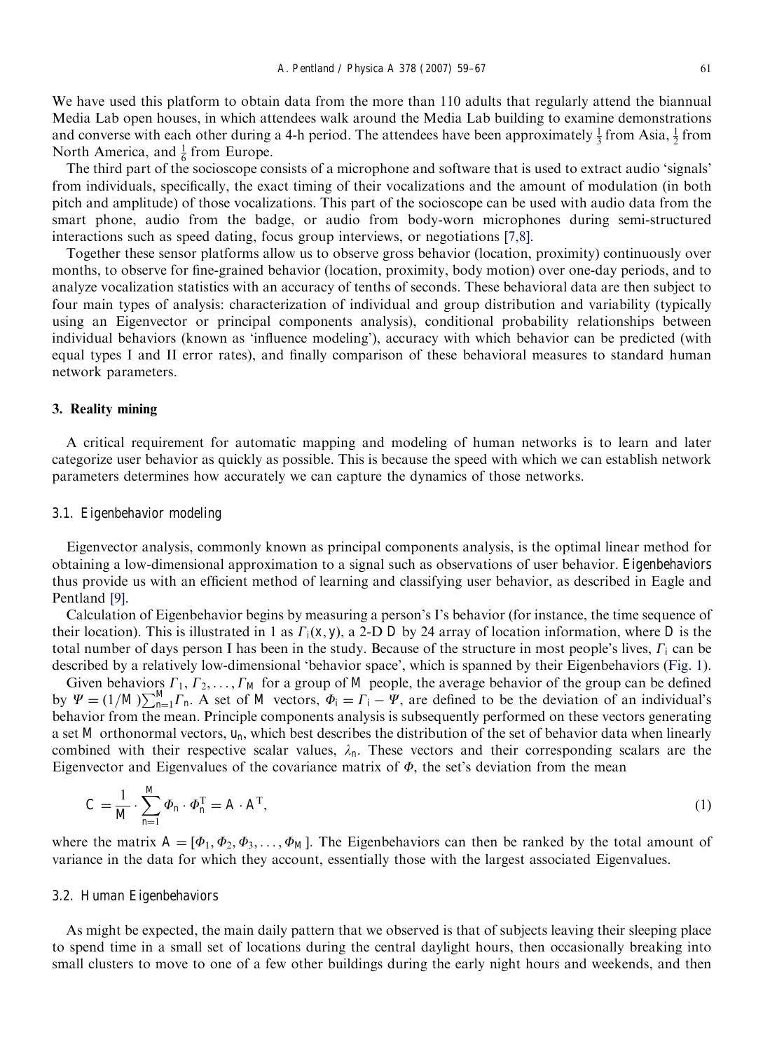We have used this platform to obtain data from the more than 110 adults that regularly attend the biannual Media Lab open houses, in which attendees walk around the Media Lab building to examine demonstrations and converse with each other during a 4-h period. The attendees have been approximately $\frac{1}{3}$ from Asia, $\frac{1}{2}$ from North America, and $\frac{1}{6}$ from Europe.

The third part of the socioscope consists of a microphone and software that is used to extract audio 'signals' from individuals, specifically, the exact timing of their vocalizations and the amount of modulation (in both pitch and amplitude) of those vocalizations. This part of the socioscope can be used with audio data from the smart phone, audio from the badge, or audio from body-worn microphones during semi-structured interactions such as speed dating, focus group interviews, or negotiations [7,8].

Together these sensor platforms allow us to observe gross behavior (location, proximity) continuously over months, to observe for fine-grained behavior (location, proximity, body motion) over one-day periods, and to analyze vocalization statistics with an accuracy of tenths of seconds. These behavioral data are then subject to four main types of analysis: characterization of individual and group distribution and variability (typically using an Eigenvector or principal components analysis), conditional probability relationships between individual behaviors (known as 'influence modeling'), accuracy with which behavior can be predicted (with equal types I and II error rates), and finally comparison of these behavioral measures to standard human network parameters.

## 3. Reality mining

A critical requirement for automatic mapping and modeling of human networks is to learn and later categorize user behavior as quickly as possible. This is because the speed with which we can establish network parameters determines how accurately we can capture the dynamics of those networks.

### 3.1. Eigenbehavior modeling

Eigenvector analysis, commonly known as principal components analysis, is the optimal linear method for obtaining a low-dimensional approximation to a signal such as observations of user behavior. *Eigenbehaviors* thus provide us with an efficient method of learning and classifying user behavior, as described in Eagle and Pentland [9].

Calculation of Eigenbehavior begins by measuring a person's I's behavior (for instance, the time sequence of their location). This is illustrated in 1 as $\Gamma_i(x, y)$, a 2-D $D$ by 24 array of location information, where $D$ is the total number of days person I has been in the study. Because of the structure in most people's lives, $\Gamma_i$ can be described by a relatively low-dimensional 'behavior space', which is spanned by their Eigenbehaviors (Fig. 1).

Given behaviors $\Gamma_1, \Gamma_2, \ldots, \Gamma_M$ for a group of $M$ people, the average behavior of the group can be defined by $\Psi = (1/M)\sum_{n=1}^{M}\Gamma_n$. A set of $M$ vectors, $\Phi_i = \Gamma_i - \Psi$, are defined to be the deviation of an individual's behavior from the mean. Principle components analysis is subsequently performed on these vectors generating a set $M$ orthonormal vectors, $u_n$, which best describes the distribution of the set of behavior data when linearly combined with their respective scalar values, $\lambda_n$. These vectors and their corresponding scalars are the Eigenvector and Eigenvalues of the covariance matrix of $\Phi$, the set's deviation from the mean

$$C = \frac{1}{M} \cdot \sum_{n=1}^{M} \Phi_n \cdot \Phi_n^{\mathrm{T}} = A \cdot A^{\mathrm{T}}, \tag{1}$$

where the matrix $A = [\Phi_1, \Phi_2, \Phi_3, \ldots, \Phi_M]$. The Eigenbehaviors can then be ranked by the total amount of variance in the data for which they account, essentially those with the largest associated Eigenvalues.

### 3.2. Human Eigenbehaviors

As might be expected, the main daily pattern that we observed is that of subjects leaving their sleeping place to spend time in a small set of locations during the central daylight hours, then occasionally breaking into small clusters to move to one of a few other buildings during the early night hours and weekends, and then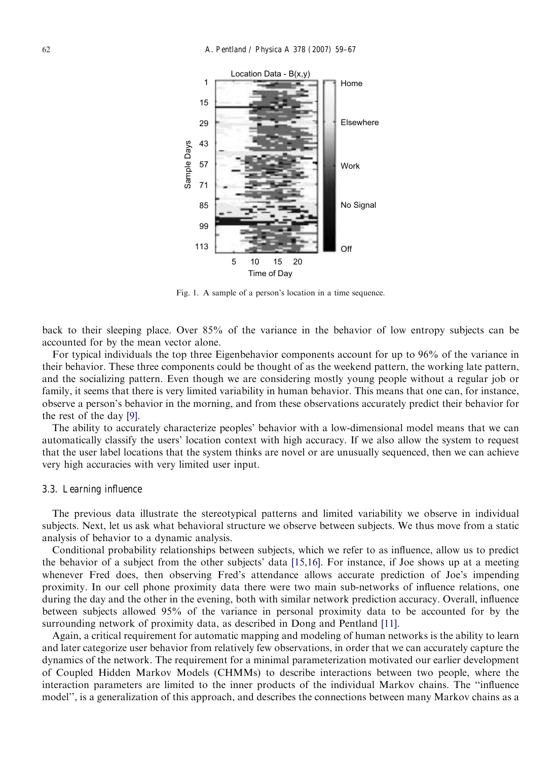Fig. 1. A sample of a person's location in a time sequence.

back to their sleeping place. Over 85% of the variance in the behavior of low entropy subjects can be accounted for by the mean vector alone.

For typical individuals the top three Eigenbehavior components account for up to 96% of the variance in their behavior. These three components could be thought of as the weekend pattern, the working late pattern, and the socializing pattern. Even though we are considering mostly young people without a regular job or family, it seems that there is very limited variability in human behavior. This means that one can, for instance, observe a person's behavior in the morning, and from these observations accurately predict their behavior for the rest of the day [9].

The ability to accurately characterize peoples' behavior with a low-dimensional model means that we can automatically classify the users' location context with high accuracy. If we also allow the system to request that the user label locations that the system thinks are novel or are unusually sequenced, then we can achieve very high accuracies with very limited user input.

### 3.3. Learning influence

The previous data illustrate the stereotypical patterns and limited variability we observe in individual subjects. Next, let us ask what behavioral structure we observe between subjects. We thus move from a static analysis of behavior to a dynamic analysis.

Conditional probability relationships between subjects, which we refer to as influence, allow us to predict the behavior of a subject from the other subjects' data [15,16]. For instance, if Joe shows up at a meeting whenever Fred does, then observing Fred's attendance allows accurate prediction of Joe's impending proximity. In our cell phone proximity data there were two main sub-networks of influence relations, one during the day and the other in the evening, both with similar network prediction accuracy. Overall, influence between subjects allowed 95% of the variance in personal proximity data to be accounted for by the surrounding network of proximity data, as described in Dong and Pentland [11].

Again, a critical requirement for automatic mapping and modeling of human networks is the ability to learn and later categorize user behavior from relatively few observations, in order that we can accurately capture the dynamics of the network. The requirement for a minimal parameterization motivated our earlier development of Coupled Hidden Markov Models (CHMMs) to describe interactions between two people, where the interaction parameters are limited to the inner products of the individual Markov chains. The "influence model", is a generalization of this approach, and describes the connections between many Markov chains as a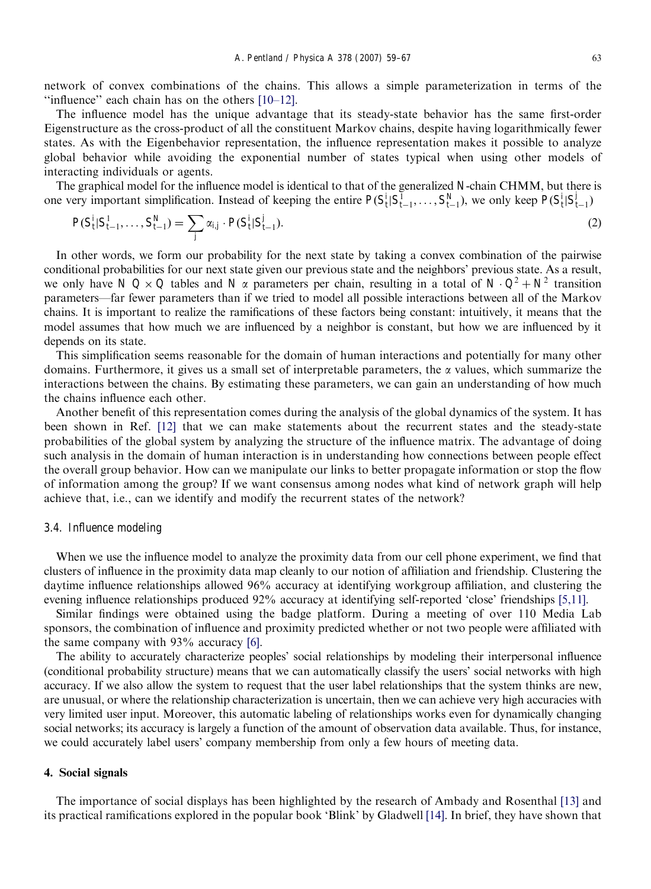network of convex combinations of the chains. This allows a simple parameterization in terms of the "influence" each chain has on the others [10–12].

The influence model has the unique advantage that its steady-state behavior has the same first-order Eigenstructure as the cross-product of all the constituent Markov chains, despite having logarithmically fewer states. As with the Eigenbehavior representation, the influence representation makes it possible to analyze global behavior while avoiding the exponential number of states typical when using other models of interacting individuals or agents.

The graphical model for the influence model is identical to that of the generalized $N$-chain CHMM, but there is one very important simplification. Instead of keeping the entire $P(S_t^i|S_{t-1}^1, \ldots, S_{t-1}^N)$, we only keep $P(S_t^i|S_{t-1}^j)$

$$P(S_t^i|S_{t-1}^1, \ldots, S_{t-1}^N) = \sum_j \alpha_{i,j} \cdot P(S_t^i|S_{t-1}^j). \tag{2}$$

In other words, we form our probability for the next state by taking a convex combination of the pairwise conditional probabilities for our next state given our previous state and the neighbors' previous state. As a result, we only have $N$ $Q \times Q$ tables and $N$ $\alpha$ parameters per chain, resulting in a total of $N \cdot Q^2 + N^2$ transition parameters—far fewer parameters than if we tried to model all possible interactions between all of the Markov chains. It is important to realize the ramifications of these factors being constant: intuitively, it means that the model assumes that how much we are influenced by a neighbor is constant, but how we are influenced by it depends on its state.

This simplification seems reasonable for the domain of human interactions and potentially for many other domains. Furthermore, it gives us a small set of interpretable parameters, the $\alpha$ values, which summarize the interactions between the chains. By estimating these parameters, we can gain an understanding of how much the chains influence each other.

Another benefit of this representation comes during the analysis of the global dynamics of the system. It has been shown in Ref. [12] that we can make statements about the recurrent states and the steady-state probabilities of the global system by analyzing the structure of the influence matrix. The advantage of doing such analysis in the domain of human interaction is in understanding how connections between people effect the overall group behavior. How can we manipulate our links to better propagate information or stop the flow of information among the group? If we want consensus among nodes what kind of network graph will help achieve that, i.e., can we identify and modify the recurrent states of the network?

### 3.4. Influence modeling

When we use the influence model to analyze the proximity data from our cell phone experiment, we find that clusters of influence in the proximity data map cleanly to our notion of affiliation and friendship. Clustering the daytime influence relationships allowed 96% accuracy at identifying workgroup affiliation, and clustering the evening influence relationships produced 92% accuracy at identifying self-reported 'close' friendships [5,11].

Similar findings were obtained using the badge platform. During a meeting of over 110 Media Lab sponsors, the combination of influence and proximity predicted whether or not two people were affiliated with the same company with 93% accuracy [6].

The ability to accurately characterize peoples' social relationships by modeling their interpersonal influence (conditional probability structure) means that we can automatically classify the users' social networks with high accuracy. If we also allow the system to request that the user label relationships that the system thinks are new, are unusual, or where the relationship characterization is uncertain, then we can achieve very high accuracies with very limited user input. Moreover, this automatic labeling of relationships works even for dynamically changing social networks; its accuracy is largely a function of the amount of observation data available. Thus, for instance, we could accurately label users' company membership from only a few hours of meeting data.

## 4. Social signals

The importance of social displays has been highlighted by the research of Ambady and Rosenthal [13] and its practical ramifications explored in the popular book 'Blink' by Gladwell [14]. In brief, they have shown that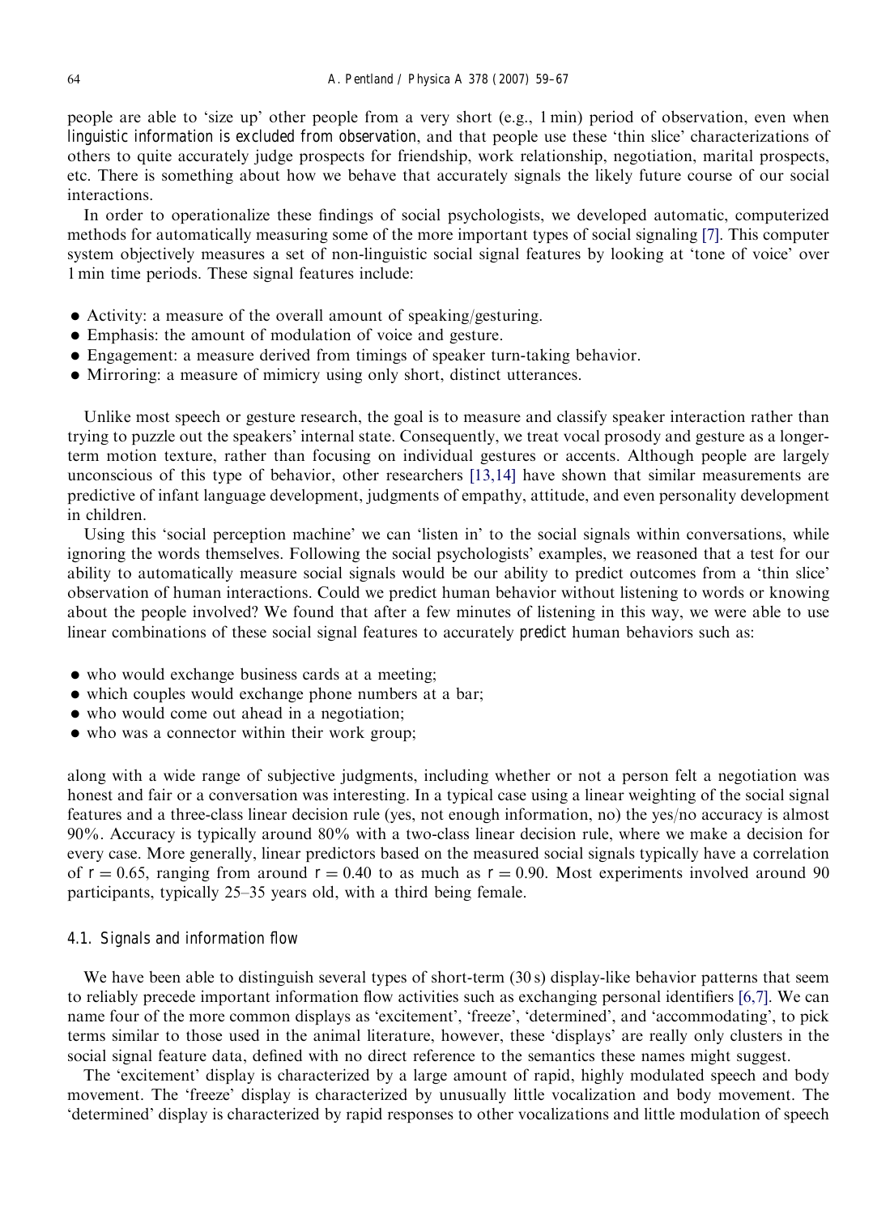people are able to 'size up' other people from a very short (e.g., 1 min) period of observation, even when *linguistic information is excluded from observation*, and that people use these 'thin slice' characterizations of others to quite accurately judge prospects for friendship, work relationship, negotiation, marital prospects, etc. There is something about how we behave that accurately signals the likely future course of our social interactions.

In order to operationalize these findings of social psychologists, we developed automatic, computerized methods for automatically measuring some of the more important types of social signaling [7]. This computer system objectively measures a set of non-linguistic social signal features by looking at 'tone of voice' over 1 min time periods. These signal features include:

- Activity: a measure of the overall amount of speaking/gesturing.
- Emphasis: the amount of modulation of voice and gesture.
- Engagement: a measure derived from timings of speaker turn-taking behavior.
- Mirroring: a measure of mimicry using only short, distinct utterances.

Unlike most speech or gesture research, the goal is to measure and classify speaker interaction rather than trying to puzzle out the speakers' internal state. Consequently, we treat vocal prosody and gesture as a longer-term motion texture, rather than focusing on individual gestures or accents. Although people are largely unconscious of this type of behavior, other researchers [13,14] have shown that similar measurements are predictive of infant language development, judgments of empathy, attitude, and even personality development in children.

Using this 'social perception machine' we can 'listen in' to the social signals within conversations, while ignoring the words themselves. Following the social psychologists' examples, we reasoned that a test for our ability to automatically measure social signals would be our ability to predict outcomes from a 'thin slice' observation of human interactions. Could we predict human behavior without listening to words or knowing about the people involved? We found that after a few minutes of listening in this way, we were able to use linear combinations of these social signal features to accurately *predict* human behaviors such as:

- who would exchange business cards at a meeting;
- which couples would exchange phone numbers at a bar;
- who would come out ahead in a negotiation;
- who was a connector within their work group;

along with a wide range of subjective judgments, including whether or not a person felt a negotiation was honest and fair or a conversation was interesting. In a typical case using a linear weighting of the social signal features and a three-class linear decision rule (yes, not enough information, no) the yes/no accuracy is almost 90%. Accuracy is typically around 80% with a two-class linear decision rule, where we make a decision for every case. More generally, linear predictors based on the measured social signals typically have a correlation of $r = 0.65$, ranging from around $r = 0.40$ to as much as $r = 0.90$. Most experiments involved around 90 participants, typically 25–35 years old, with a third being female.

### 4.1. Signals and information flow

We have been able to distinguish several types of short-term (30 s) display-like behavior patterns that seem to reliably precede important information flow activities such as exchanging personal identifiers [6,7]. We can name four of the more common displays as 'excitement', 'freeze', 'determined', and 'accommodating', to pick terms similar to those used in the animal literature, however, these 'displays' are really only clusters in the social signal feature data, defined with no direct reference to the semantics these names might suggest.

The 'excitement' display is characterized by a large amount of rapid, highly modulated speech and body movement. The 'freeze' display is characterized by unusually little vocalization and body movement. The 'determined' display is characterized by rapid responses to other vocalizations and little modulation of speech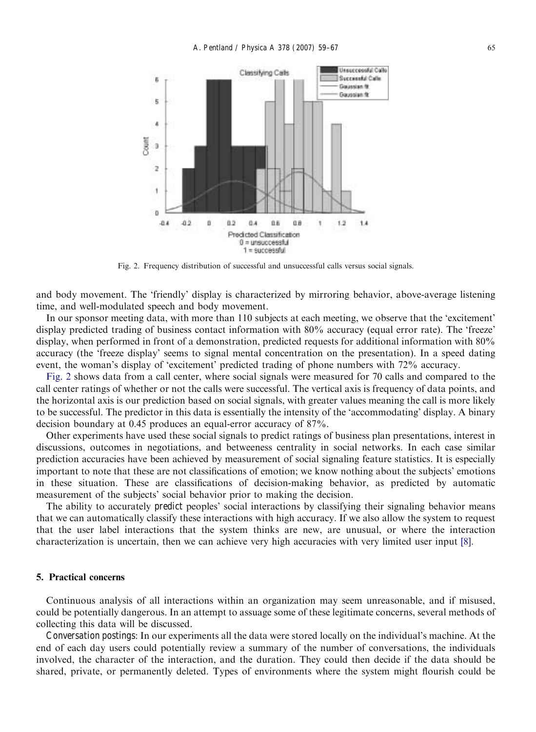Fig. 2. Frequency distribution of successful and unsuccessful calls versus social signals.

and body movement. The 'friendly' display is characterized by mirroring behavior, above-average listening time, and well-modulated speech and body movement.

In our sponsor meeting data, with more than 110 subjects at each meeting, we observe that the 'excitement' display predicted trading of business contact information with 80% accuracy (equal error rate). The 'freeze' display, when performed in front of a demonstration, predicted requests for additional information with 80% accuracy (the 'freeze display' seems to signal mental concentration on the presentation). In a speed dating event, the woman's display of 'excitement' predicted trading of phone numbers with 72% accuracy.

Fig. 2 shows data from a call center, where social signals were measured for 70 calls and compared to the call center ratings of whether or not the calls were successful. The vertical axis is frequency of data points, and the horizontal axis is our prediction based on social signals, with greater values meaning the call is more likely to be successful. The predictor in this data is essentially the intensity of the 'accommodating' display. A binary decision boundary at 0.45 produces an equal-error accuracy of 87%.

Other experiments have used these social signals to predict ratings of business plan presentations, interest in discussions, outcomes in negotiations, and betweeness centrality in social networks. In each case similar prediction accuracies have been achieved by measurement of social signaling feature statistics. It is especially important to note that these are not classifications of emotion; we know nothing about the subjects' emotions in these situation. These are classifications of decision-making behavior, as predicted by automatic measurement of the subjects' social behavior prior to making the decision.

The ability to accurately *predict* peoples' social interactions by classifying their signaling behavior means that we can automatically classify these interactions with high accuracy. If we also allow the system to request that the user label interactions that the system thinks are new, are unusual, or where the interaction characterization is uncertain, then we can achieve very high accuracies with very limited user input [8].

## 5. Practical concerns

Continuous analysis of all interactions within an organization may seem unreasonable, and if misused, could be potentially dangerous. In an attempt to assuage some of these legitimate concerns, several methods of collecting this data will be discussed.

*Conversation postings*: In our experiments all the data were stored locally on the individual's machine. At the end of each day users could potentially review a summary of the number of conversations, the individuals involved, the character of the interaction, and the duration. They could then decide if the data should be shared, private, or permanently deleted. Types of environments where the system might flourish could be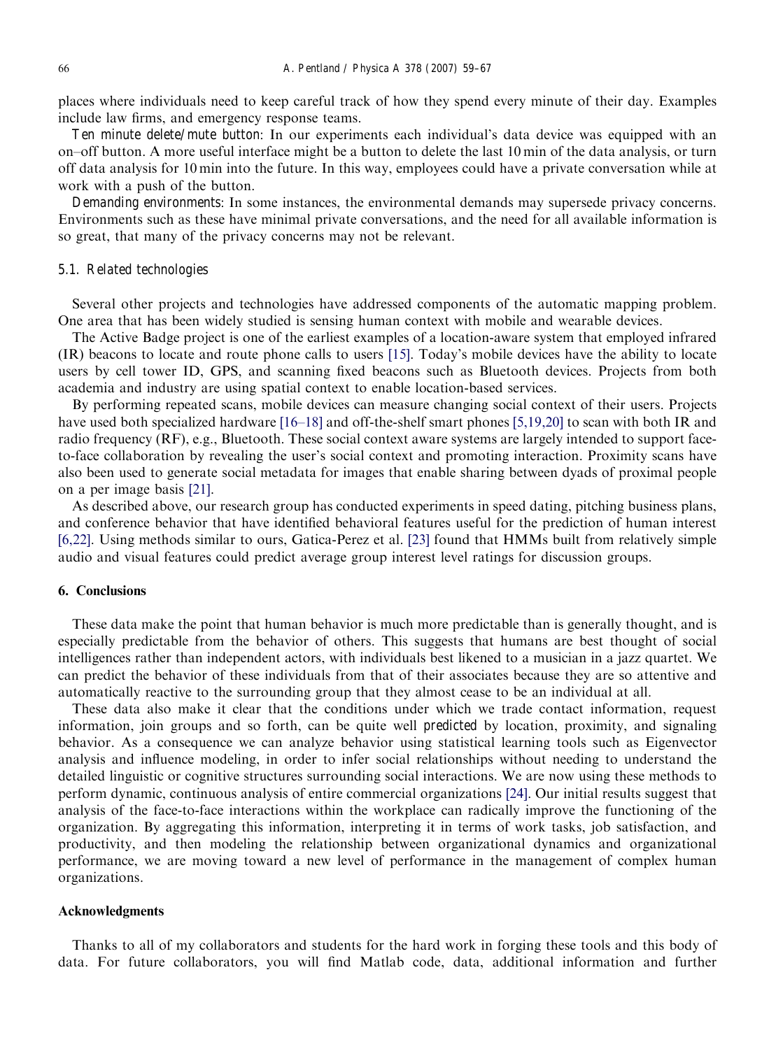places where individuals need to keep careful track of how they spend every minute of their day. Examples include law firms, and emergency response teams.

*Ten minute delete/mute button*: In our experiments each individual's data device was equipped with an on–off button. A more useful interface might be a button to delete the last 10 min of the data analysis, or turn off data analysis for 10 min into the future. In this way, employees could have a private conversation while at work with a push of the button.

*Demanding environments*: In some instances, the environmental demands may supersede privacy concerns. Environments such as these have minimal private conversations, and the need for all available information is so great, that many of the privacy concerns may not be relevant.

### 5.1. Related technologies

Several other projects and technologies have addressed components of the automatic mapping problem. One area that has been widely studied is sensing human context with mobile and wearable devices.

The Active Badge project is one of the earliest examples of a location-aware system that employed infrared (IR) beacons to locate and route phone calls to users [15]. Today's mobile devices have the ability to locate users by cell tower ID, GPS, and scanning fixed beacons such as Bluetooth devices. Projects from both academia and industry are using spatial context to enable location-based services.

By performing repeated scans, mobile devices can measure changing social context of their users. Projects have used both specialized hardware [16–18] and off-the-shelf smart phones [5,19,20] to scan with both IR and radio frequency (RF), e.g., Bluetooth. These social context aware systems are largely intended to support face-to-face collaboration by revealing the user's social context and promoting interaction. Proximity scans have also been used to generate social metadata for images that enable sharing between dyads of proximal people on a per image basis [21].

As described above, our research group has conducted experiments in speed dating, pitching business plans, and conference behavior that have identified behavioral features useful for the prediction of human interest [6,22]. Using methods similar to ours, Gatica-Perez et al. [23] found that HMMs built from relatively simple audio and visual features could predict average group interest level ratings for discussion groups.

## 6. Conclusions

These data make the point that human behavior is much more predictable than is generally thought, and is especially predictable from the behavior of others. This suggests that humans are best thought of social intelligences rather than independent actors, with individuals best likened to a musician in a jazz quartet. We can predict the behavior of these individuals from that of their associates because they are so attentive and automatically reactive to the surrounding group that they almost cease to be an individual at all.

These data also make it clear that the conditions under which we trade contact information, request information, join groups and so forth, can be quite well *predicted* by location, proximity, and signaling behavior. As a consequence we can analyze behavior using statistical learning tools such as Eigenvector analysis and influence modeling, in order to infer social relationships without needing to understand the detailed linguistic or cognitive structures surrounding social interactions. We are now using these methods to perform dynamic, continuous analysis of entire commercial organizations [24]. Our initial results suggest that analysis of the face-to-face interactions within the workplace can radically improve the functioning of the organization. By aggregating this information, interpreting it in terms of work tasks, job satisfaction, and productivity, and then modeling the relationship between organizational dynamics and organizational performance, we are moving toward a new level of performance in the management of complex human organizations.

## Acknowledgments

Thanks to all of my collaborators and students for the hard work in forging these tools and this body of data. For future collaborators, you will find Matlab code, data, additional information and further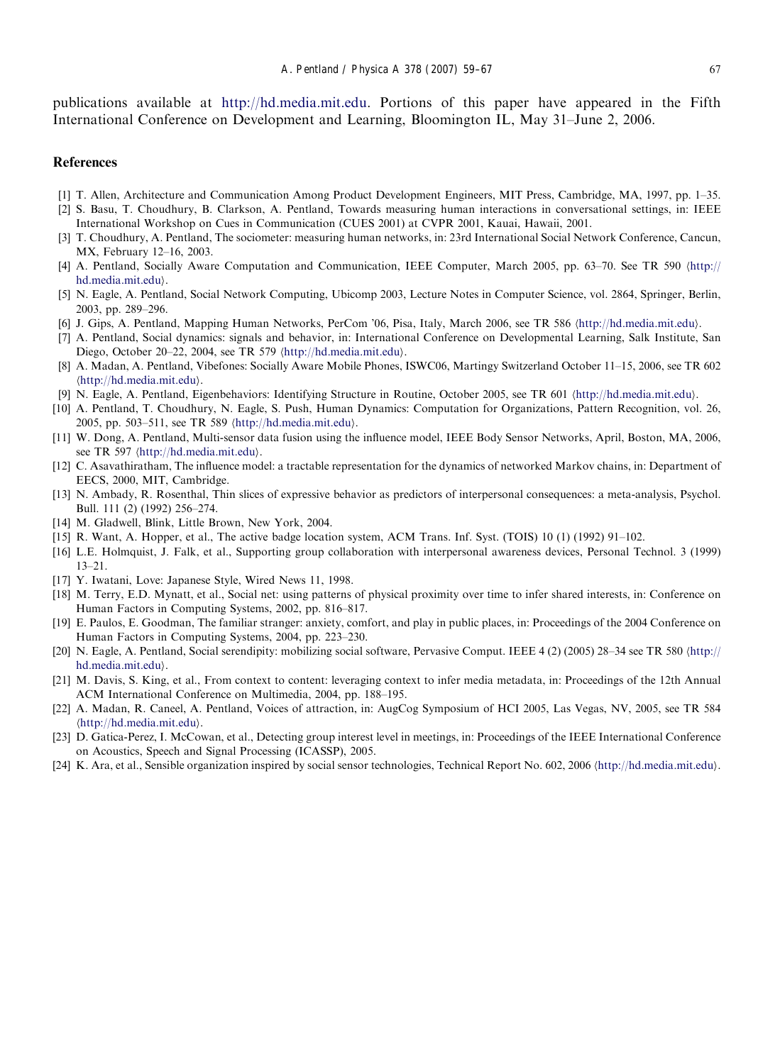publications available at http://hd.media.mit.edu. Portions of this paper have appeared in the Fifth International Conference on Development and Learning, Bloomington IL, May 31–June 2, 2006.

## References

[1] T. Allen, Architecture and Communication Among Product Development Engineers, MIT Press, Cambridge, MA, 1997, pp. 1–35.

[2] S. Basu, T. Choudhury, B. Clarkson, A. Pentland, Towards measuring human interactions in conversational settings, in: IEEE International Workshop on Cues in Communication (CUES 2001) at CVPR 2001, Kauai, Hawaii, 2001.

[3] T. Choudhury, A. Pentland, The sociometer: measuring human networks, in: 23rd International Social Network Conference, Cancun, MX, February 12–16, 2003.

[4] A. Pentland, Socially Aware Computation and Communication, IEEE Computer, March 2005, pp. 63–70. See TR 590 ⟨http://hd.media.mit.edu⟩.

[5] N. Eagle, A. Pentland, Social Network Computing, Ubicomp 2003, Lecture Notes in Computer Science, vol. 2864, Springer, Berlin, 2003, pp. 289–296.

[6] J. Gips, A. Pentland, Mapping Human Networks, PerCom '06, Pisa, Italy, March 2006, see TR 586 ⟨http://hd.media.mit.edu⟩.

[7] A. Pentland, Social dynamics: signals and behavior, in: International Conference on Developmental Learning, Salk Institute, San Diego, October 20–22, 2004, see TR 579 ⟨http://hd.media.mit.edu⟩.

[8] A. Madan, A. Pentland, Vibefones: Socially Aware Mobile Phones, ISWC06, Martingy Switzerland October 11–15, 2006, see TR 602 ⟨http://hd.media.mit.edu⟩.

[9] N. Eagle, A. Pentland, Eigenbehaviors: Identifying Structure in Routine, October 2005, see TR 601 ⟨http://hd.media.mit.edu⟩.

[10] A. Pentland, T. Choudhury, N. Eagle, S. Push, Human Dynamics: Computation for Organizations, Pattern Recognition, vol. 26, 2005, pp. 503–511, see TR 589 ⟨http://hd.media.mit.edu⟩.

[11] W. Dong, A. Pentland, Multi-sensor data fusion using the influence model, IEEE Body Sensor Networks, April, Boston, MA, 2006, see TR 597 ⟨http://hd.media.mit.edu⟩.

[12] C. Asavathiratham, The influence model: a tractable representation for the dynamics of networked Markov chains, in: Department of EECS, 2000, MIT, Cambridge.

[13] N. Ambady, R. Rosenthal, Thin slices of expressive behavior as predictors of interpersonal consequences: a meta-analysis, Psychol. Bull. 111 (2) (1992) 256–274.

[14] M. Gladwell, Blink, Little Brown, New York, 2004.

[15] R. Want, A. Hopper, et al., The active badge location system, ACM Trans. Inf. Syst. (TOIS) 10 (1) (1992) 91–102.

[16] L.E. Holmquist, J. Falk, et al., Supporting group collaboration with interpersonal awareness devices, Personal Technol. 3 (1999) 13–21.

[17] Y. Iwatani, Love: Japanese Style, Wired News 11, 1998.

[18] M. Terry, E.D. Mynatt, et al., Social net: using patterns of physical proximity over time to infer shared interests, in: Conference on Human Factors in Computing Systems, 2002, pp. 816–817.

[19] E. Paulos, E. Goodman, The familiar stranger: anxiety, comfort, and play in public places, in: Proceedings of the 2004 Conference on Human Factors in Computing Systems, 2004, pp. 223–230.

[20] N. Eagle, A. Pentland, Social serendipity: mobilizing social software, Pervasive Comput. IEEE 4 (2) (2005) 28–34 see TR 580 ⟨http://hd.media.mit.edu⟩.

[21] M. Davis, S. King, et al., From context to content: leveraging context to infer media metadata, in: Proceedings of the 12th Annual ACM International Conference on Multimedia, 2004, pp. 188–195.

[22] A. Madan, R. Caneel, A. Pentland, Voices of attraction, in: AugCog Symposium of HCI 2005, Las Vegas, NV, 2005, see TR 584 ⟨http://hd.media.mit.edu⟩.

[23] D. Gatica-Perez, I. McCowan, et al., Detecting group interest level in meetings, in: Proceedings of the IEEE International Conference on Acoustics, Speech and Signal Processing (ICASSP), 2005.

[24] K. Ara, et al., Sensible organization inspired by social sensor technologies, Technical Report No. 602, 2006 ⟨http://hd.media.mit.edu⟩.